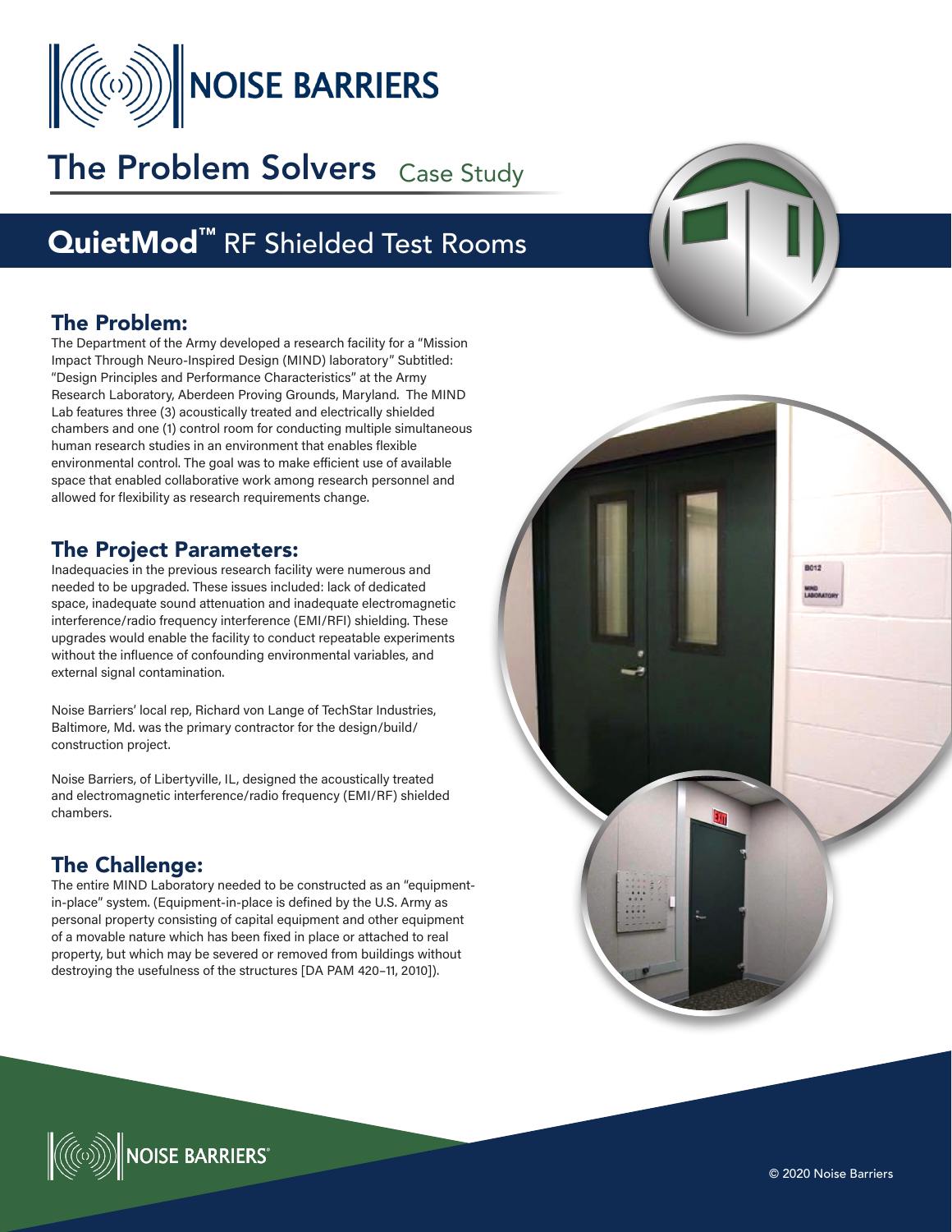# NOISE BARRIERS

## The Problem Solvers Case Study

## QuietMod™ RF Shielded Test Rooms

### The Problem:

The Department of the Army developed a research facility for a "Mission Impact Through Neuro-Inspired Design (MIND) laboratory" Subtitled: "Design Principles and Performance Characteristics" at the Army Research Laboratory, Aberdeen Proving Grounds, Maryland. The MIND Lab features three (3) acoustically treated and electrically shielded chambers and one (1) control room for conducting multiple simultaneous human research studies in an environment that enables flexible environmental control. The goal was to make efficient use of available space that enabled collaborative work among research personnel and allowed for flexibility as research requirements change.

### The Project Parameters:

Inadequacies in the previous research facility were numerous and needed to be upgraded. These issues included: lack of dedicated space, inadequate sound attenuation and inadequate electromagnetic interference/radio frequency interference (EMI/RFI) shielding. These upgrades would enable the facility to conduct repeatable experiments without the influence of confounding environmental variables, and external signal contamination.

Noise Barriers' local rep, Richard von Lange of TechStar Industries, Baltimore, Md. was the primary contractor for the design/build/construction project.

Noise Barriers, of Libertyville, IL, designed the acoustically treated and electromagnetic interference/radio frequency (EMI/RF) shielded chambers.

### The Challenge:

The entire MIND Laboratory needed to be constructed as an "equipment-in-place" system. (Equipment-in-place is defined by the U.S. Army as personal property consisting of capital equipment and other equipment of a movable nature which has been fixed in place or attached to real property, but which may be severed or removed from buildings without destroying the usefulness of the structures [DA PAM 420–11, 2010]).

© 2020 Noise Barriers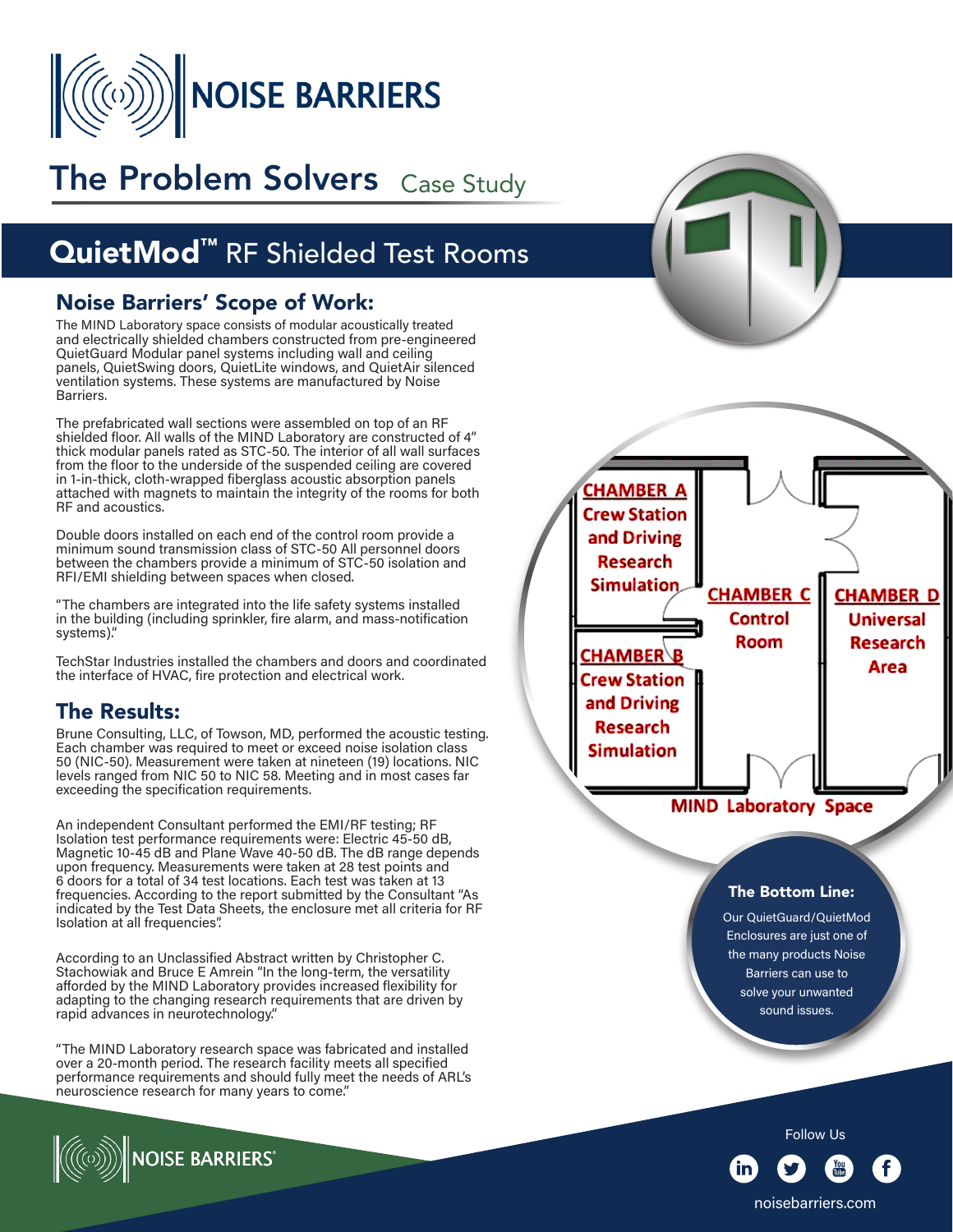# NOISE BARRIERS

## The Problem Solvers Case Study

## QuietMod™ RF Shielded Test Rooms

### Noise Barriers' Scope of Work:

The MIND Laboratory space consists of modular acoustically treated and electrically shielded chambers constructed from pre-engineered QuietGuard Modular panel systems including wall and ceiling panels, QuietSwing doors, QuietLite windows, and QuietAir silenced ventilation systems. These systems are manufactured by Noise Barriers.

The prefabricated wall sections were assembled on top of an RF shielded floor. All walls of the MIND Laboratory are constructed of 4" thick modular panels rated as STC-50. The interior of all wall surfaces from the floor to the underside of the suspended ceiling are covered in 1-in-thick, cloth-wrapped fiberglass acoustic absorption panels attached with magnets to maintain the integrity of the rooms for both RF and acoustics.

Double doors installed on each end of the control room provide a minimum sound transmission class of STC-50 All personnel doors between the chambers provide a minimum of STC-50 isolation and RFI/EMI shielding between spaces when closed.

"The chambers are integrated into the life safety systems installed in the building (including sprinkler, fire alarm, and mass-notification systems)."

TechStar Industries installed the chambers and doors and coordinated the interface of HVAC, fire protection and electrical work.

### The Results:

Brune Consulting, LLC, of Towson, MD, performed the acoustic testing. Each chamber was required to meet or exceed noise isolation class 50 (NIC-50). Measurement were taken at nineteen (19) locations. NIC levels ranged from NIC 50 to NIC 58. Meeting and in most cases far exceeding the specification requirements.

An independent Consultant performed the EMI/RF testing; RF Isolation test performance requirements were: Electric 45-50 dB, Magnetic 10-45 dB and Plane Wave 40-50 dB. The dB range depends upon frequency. Measurements were taken at 28 test points and 6 doors for a total of 34 test locations. Each test was taken at 13 frequencies. According to the report submitted by the Consultant "As indicated by the Test Data Sheets, the enclosure met all criteria for RF Isolation at all frequencies".

According to an Unclassified Abstract written by Christopher C. Stachowiak and Bruce E Amrein "In the long-term, the versatility afforded by the MIND Laboratory provides increased flexibility for adapting to the changing research requirements that are driven by rapid advances in neurotechnology."

"The MIND Laboratory research space was fabricated and installed over a 20-month period. The research facility meets all specified performance requirements and should fully meet the needs of ARL's neuroscience research for many years to come."

CHAMBER A
Crew Station and Driving Research Simulation

CHAMBER B
Crew Station and Driving Research Simulation

CHAMBER C
Control Room

CHAMBER D
Universal Research Area

MIND Laboratory Space

### The Bottom Line:

Our QuietGuard/QuietMod Enclosures are just one of the many products Noise Barriers can use to solve your unwanted sound issues.

NOISE BARRIERS®

Follow Us

noisebarriers.com